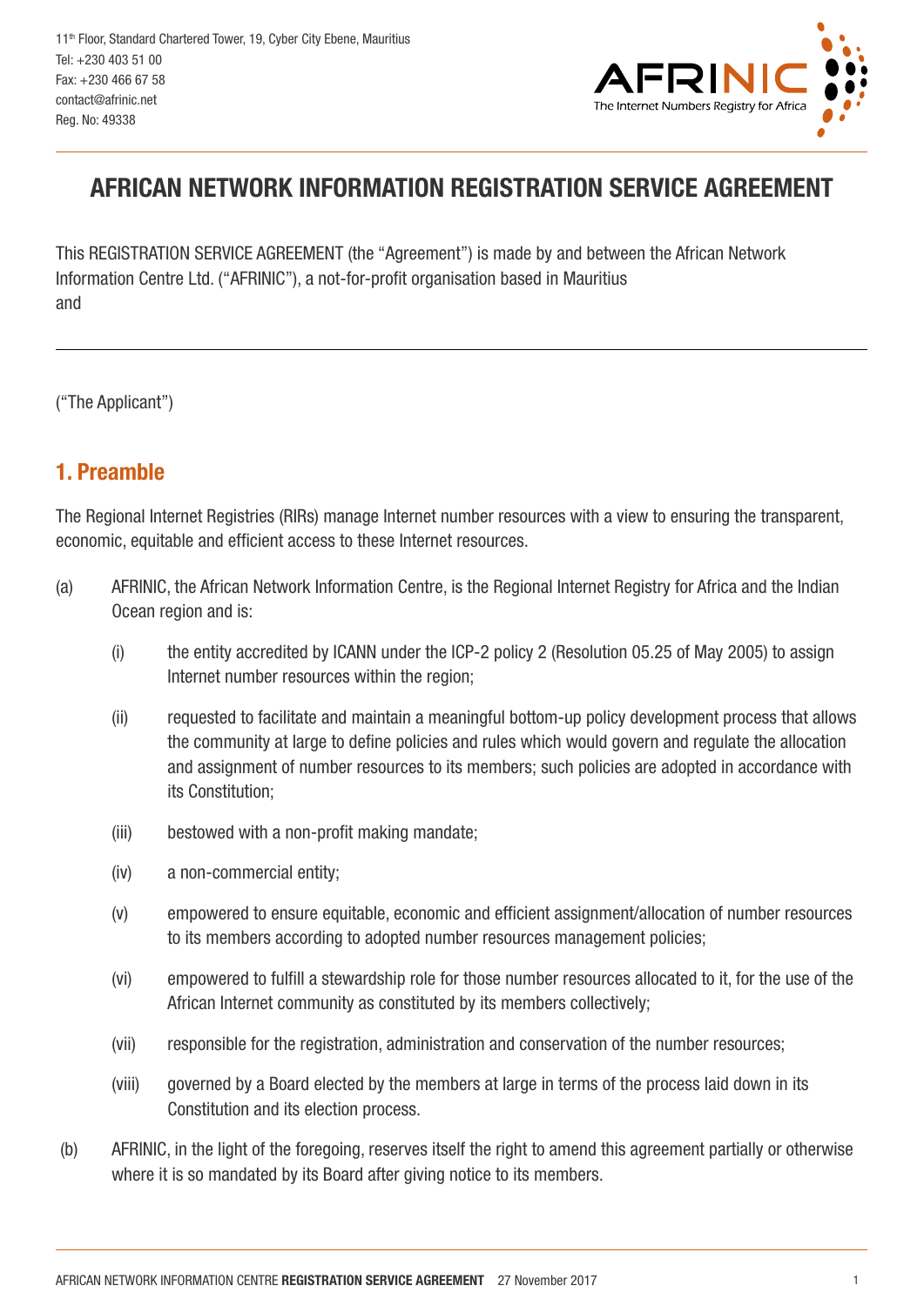11th Floor, Standard Chartered Tower, 19, Cyber City Ebene, Mauritius
Tel: +230 403 51 00
Fax: +230 466 67 58
contact@afrinic.net
Reg. No: 49338

AFRINIC
The Internet Numbers Registry for Africa

# AFRICAN NETWORK INFORMATION REGISTRATION SERVICE AGREEMENT

This REGISTRATION SERVICE AGREEMENT (the "Agreement") is made by and between the African Network Information Centre Ltd. ("AFRINIC"), a not-for-profit organisation based in Mauritius
and

---

("The Applicant")

## 1. Preamble

The Regional Internet Registries (RIRs) manage Internet number resources with a view to ensuring the transparent, economic, equitable and efficient access to these Internet resources.

(a) AFRINIC, the African Network Information Centre, is the Regional Internet Registry for Africa and the Indian Ocean region and is:

  (i) the entity accredited by ICANN under the ICP-2 policy 2 (Resolution 05.25 of May 2005) to assign Internet number resources within the region;

  (ii) requested to facilitate and maintain a meaningful bottom-up policy development process that allows the community at large to define policies and rules which would govern and regulate the allocation and assignment of number resources to its members; such policies are adopted in accordance with its Constitution;

  (iii) bestowed with a non-profit making mandate;

  (iv) a non-commercial entity;

  (v) empowered to ensure equitable, economic and efficient assignment/allocation of number resources to its members according to adopted number resources management policies;

  (vi) empowered to fulfill a stewardship role for those number resources allocated to it, for the use of the African Internet community as constituted by its members collectively;

  (vii) responsible for the registration, administration and conservation of the number resources;

  (viii) governed by a Board elected by the members at large in terms of the process laid down in its Constitution and its election process.

(b) AFRINIC, in the light of the foregoing, reserves itself the right to amend this agreement partially or otherwise where it is so mandated by its Board after giving notice to its members.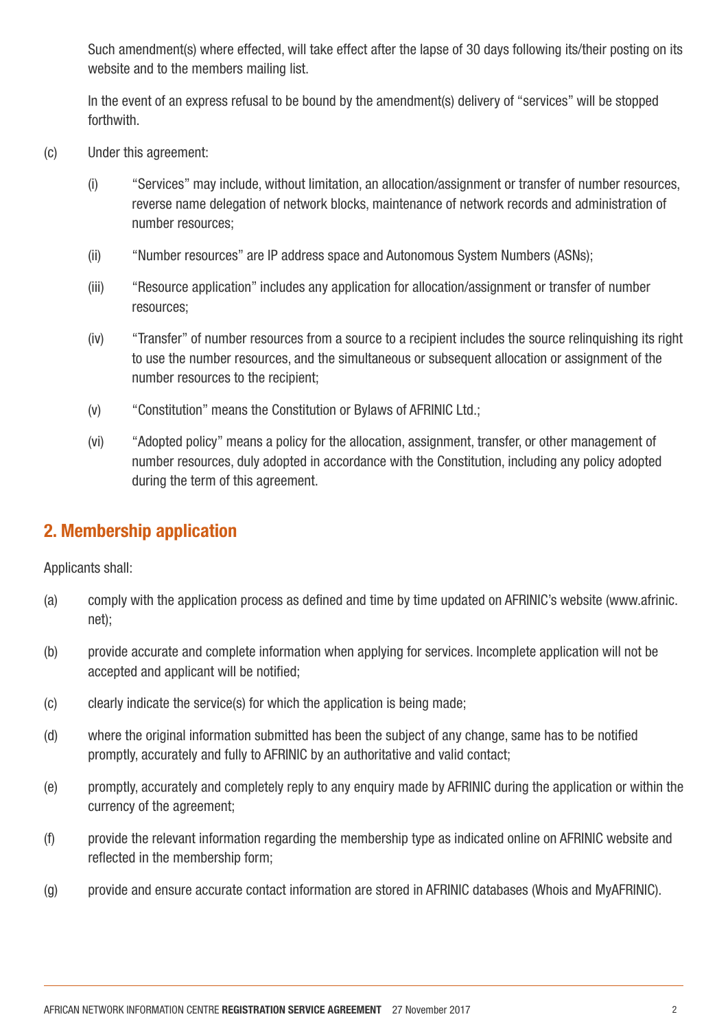Such amendment(s) where effected, will take effect after the lapse of 30 days following its/their posting on its website and to the members mailing list.

In the event of an express refusal to be bound by the amendment(s) delivery of "services" will be stopped forthwith.

(c) Under this agreement:

(i) "Services" may include, without limitation, an allocation/assignment or transfer of number resources, reverse name delegation of network blocks, maintenance of network records and administration of number resources;

(ii) "Number resources" are IP address space and Autonomous System Numbers (ASNs);

(iii) "Resource application" includes any application for allocation/assignment or transfer of number resources;

(iv) "Transfer" of number resources from a source to a recipient includes the source relinquishing its right to use the number resources, and the simultaneous or subsequent allocation or assignment of the number resources to the recipient;

(v) "Constitution" means the Constitution or Bylaws of AFRINIC Ltd.;

(vi) "Adopted policy" means a policy for the allocation, assignment, transfer, or other management of number resources, duly adopted in accordance with the Constitution, including any policy adopted during the term of this agreement.

## 2. Membership application

Applicants shall:

(a) comply with the application process as defined and time by time updated on AFRINIC's website (www.afrinic.net);

(b) provide accurate and complete information when applying for services. Incomplete application will not be accepted and applicant will be notified;

(c) clearly indicate the service(s) for which the application is being made;

(d) where the original information submitted has been the subject of any change, same has to be notified promptly, accurately and fully to AFRINIC by an authoritative and valid contact;

(e) promptly, accurately and completely reply to any enquiry made by AFRINIC during the application or within the currency of the agreement;

(f) provide the relevant information regarding the membership type as indicated online on AFRINIC website and reflected in the membership form;

(g) provide and ensure accurate contact information are stored in AFRINIC databases (Whois and MyAFRINIC).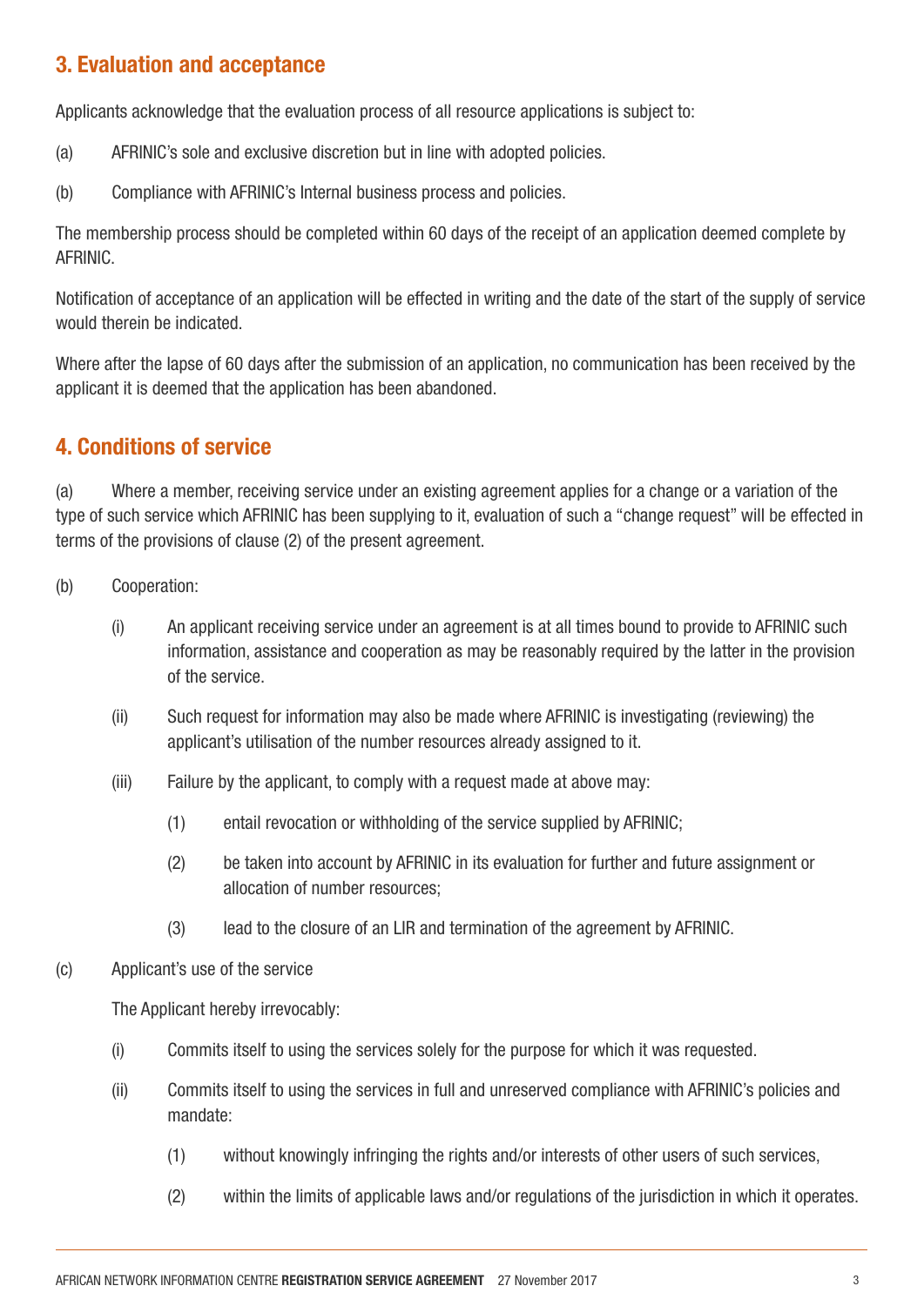## 3. Evaluation and acceptance

Applicants acknowledge that the evaluation process of all resource applications is subject to:

(a) AFRINIC's sole and exclusive discretion but in line with adopted policies.

(b) Compliance with AFRINIC's Internal business process and policies.

The membership process should be completed within 60 days of the receipt of an application deemed complete by AFRINIC.

Notification of acceptance of an application will be effected in writing and the date of the start of the supply of service would therein be indicated.

Where after the lapse of 60 days after the submission of an application, no communication has been received by the applicant it is deemed that the application has been abandoned.

## 4. Conditions of service

(a) Where a member, receiving service under an existing agreement applies for a change or a variation of the type of such service which AFRINIC has been supplying to it, evaluation of such a "change request" will be effected in terms of the provisions of clause (2) of the present agreement.

(b) Cooperation:

- (i) An applicant receiving service under an agreement is at all times bound to provide to AFRINIC such information, assistance and cooperation as may be reasonably required by the latter in the provision of the service.
- (ii) Such request for information may also be made where AFRINIC is investigating (reviewing) the applicant's utilisation of the number resources already assigned to it.
- (iii) Failure by the applicant, to comply with a request made at above may:
  - (1) entail revocation or withholding of the service supplied by AFRINIC;
  - (2) be taken into account by AFRINIC in its evaluation for further and future assignment or allocation of number resources;
  - (3) lead to the closure of an LIR and termination of the agreement by AFRINIC.

(c) Applicant's use of the service

The Applicant hereby irrevocably:

- (i) Commits itself to using the services solely for the purpose for which it was requested.
- (ii) Commits itself to using the services in full and unreserved compliance with AFRINIC's policies and mandate:
  - (1) without knowingly infringing the rights and/or interests of other users of such services,
  - (2) within the limits of applicable laws and/or regulations of the jurisdiction in which it operates.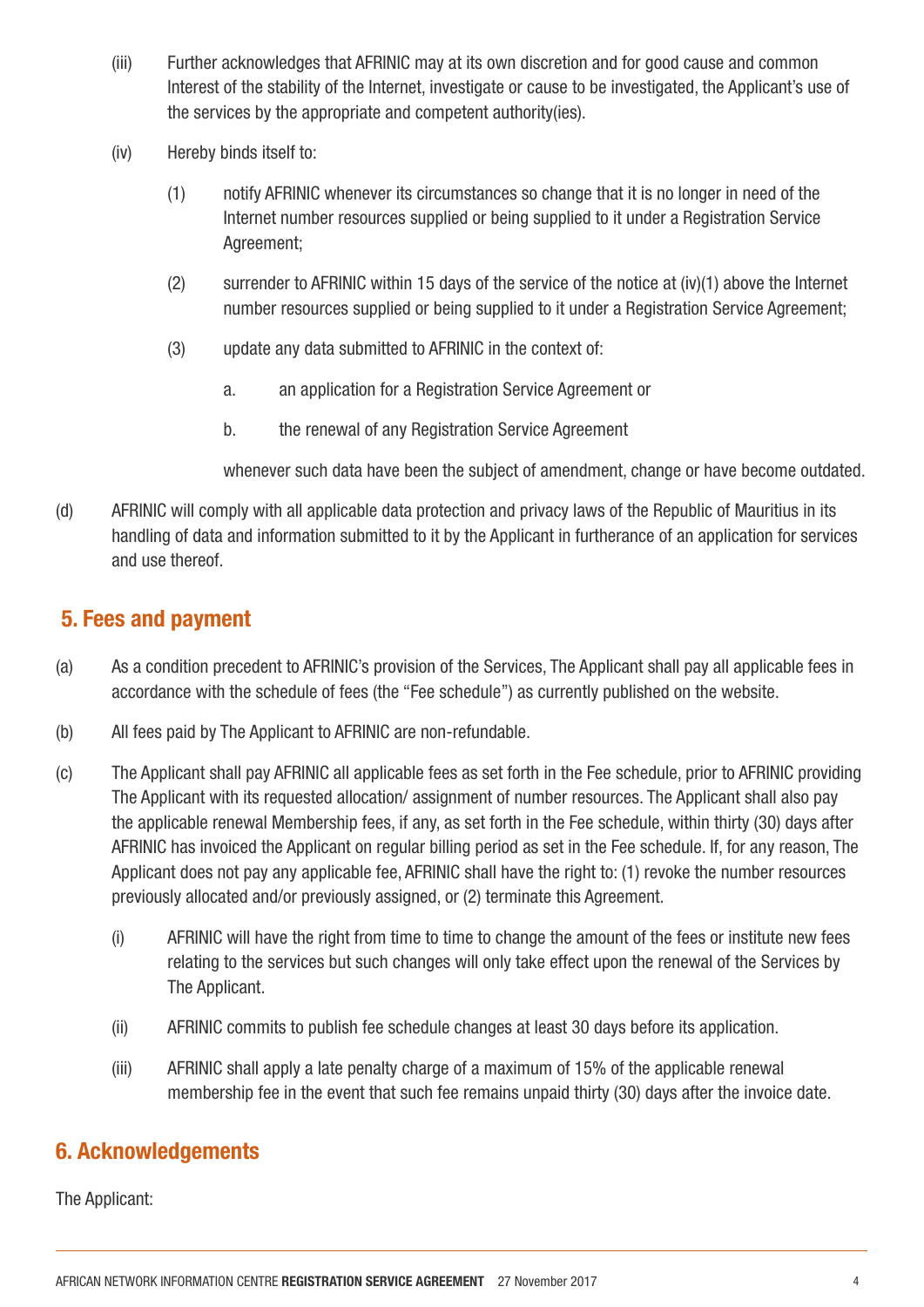(iii) Further acknowledges that AFRINIC may at its own discretion and for good cause and common Interest of the stability of the Internet, investigate or cause to be investigated, the Applicant's use of the services by the appropriate and competent authority(ies).

(iv) Hereby binds itself to:

(1) notify AFRINIC whenever its circumstances so change that it is no longer in need of the Internet number resources supplied or being supplied to it under a Registration Service Agreement;

(2) surrender to AFRINIC within 15 days of the service of the notice at (iv)(1) above the Internet number resources supplied or being supplied to it under a Registration Service Agreement;

(3) update any data submitted to AFRINIC in the context of:

a. an application for a Registration Service Agreement or

b. the renewal of any Registration Service Agreement

whenever such data have been the subject of amendment, change or have become outdated.

(d) AFRINIC will comply with all applicable data protection and privacy laws of the Republic of Mauritius in its handling of data and information submitted to it by the Applicant in furtherance of an application for services and use thereof.

## 5. Fees and payment

(a) As a condition precedent to AFRINIC's provision of the Services, The Applicant shall pay all applicable fees in accordance with the schedule of fees (the "Fee schedule") as currently published on the website.

(b) All fees paid by The Applicant to AFRINIC are non-refundable.

(c) The Applicant shall pay AFRINIC all applicable fees as set forth in the Fee schedule, prior to AFRINIC providing The Applicant with its requested allocation/ assignment of number resources. The Applicant shall also pay the applicable renewal Membership fees, if any, as set forth in the Fee schedule, within thirty (30) days after AFRINIC has invoiced the Applicant on regular billing period as set in the Fee schedule. If, for any reason, The Applicant does not pay any applicable fee, AFRINIC shall have the right to: (1) revoke the number resources previously allocated and/or previously assigned, or (2) terminate this Agreement.

(i) AFRINIC will have the right from time to time to change the amount of the fees or institute new fees relating to the services but such changes will only take effect upon the renewal of the Services by The Applicant.

(ii) AFRINIC commits to publish fee schedule changes at least 30 days before its application.

(iii) AFRINIC shall apply a late penalty charge of a maximum of 15% of the applicable renewal membership fee in the event that such fee remains unpaid thirty (30) days after the invoice date.

## 6. Acknowledgements

The Applicant: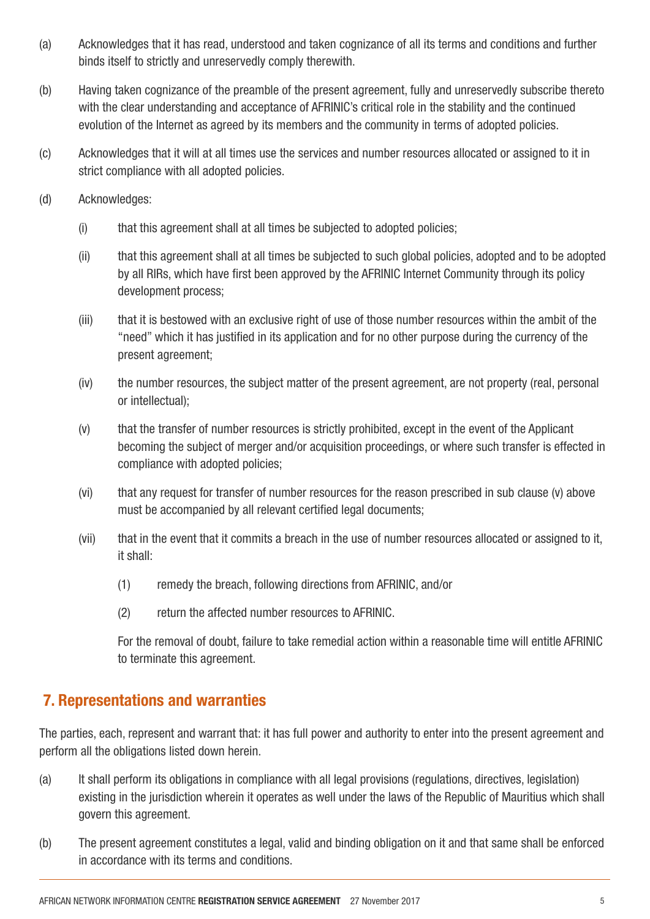(a) Acknowledges that it has read, understood and taken cognizance of all its terms and conditions and further binds itself to strictly and unreservedly comply therewith.

(b) Having taken cognizance of the preamble of the present agreement, fully and unreservedly subscribe thereto with the clear understanding and acceptance of AFRINIC's critical role in the stability and the continued evolution of the Internet as agreed by its members and the community in terms of adopted policies.

(c) Acknowledges that it will at all times use the services and number resources allocated or assigned to it in strict compliance with all adopted policies.

(d) Acknowledges:

  (i) that this agreement shall at all times be subjected to adopted policies;

  (ii) that this agreement shall at all times be subjected to such global policies, adopted and to be adopted by all RIRs, which have first been approved by the AFRINIC Internet Community through its policy development process;

  (iii) that it is bestowed with an exclusive right of use of those number resources within the ambit of the "need" which it has justified in its application and for no other purpose during the currency of the present agreement;

  (iv) the number resources, the subject matter of the present agreement, are not property (real, personal or intellectual);

  (v) that the transfer of number resources is strictly prohibited, except in the event of the Applicant becoming the subject of merger and/or acquisition proceedings, or where such transfer is effected in compliance with adopted policies;

  (vi) that any request for transfer of number resources for the reason prescribed in sub clause (v) above must be accompanied by all relevant certified legal documents;

  (vii) that in the event that it commits a breach in the use of number resources allocated or assigned to it, it shall:

    (1) remedy the breach, following directions from AFRINIC, and/or

    (2) return the affected number resources to AFRINIC.

  For the removal of doubt, failure to take remedial action within a reasonable time will entitle AFRINIC to terminate this agreement.

## 7. Representations and warranties

The parties, each, represent and warrant that: it has full power and authority to enter into the present agreement and perform all the obligations listed down herein.

(a) It shall perform its obligations in compliance with all legal provisions (regulations, directives, legislation) existing in the jurisdiction wherein it operates as well under the laws of the Republic of Mauritius which shall govern this agreement.

(b) The present agreement constitutes a legal, valid and binding obligation on it and that same shall be enforced in accordance with its terms and conditions.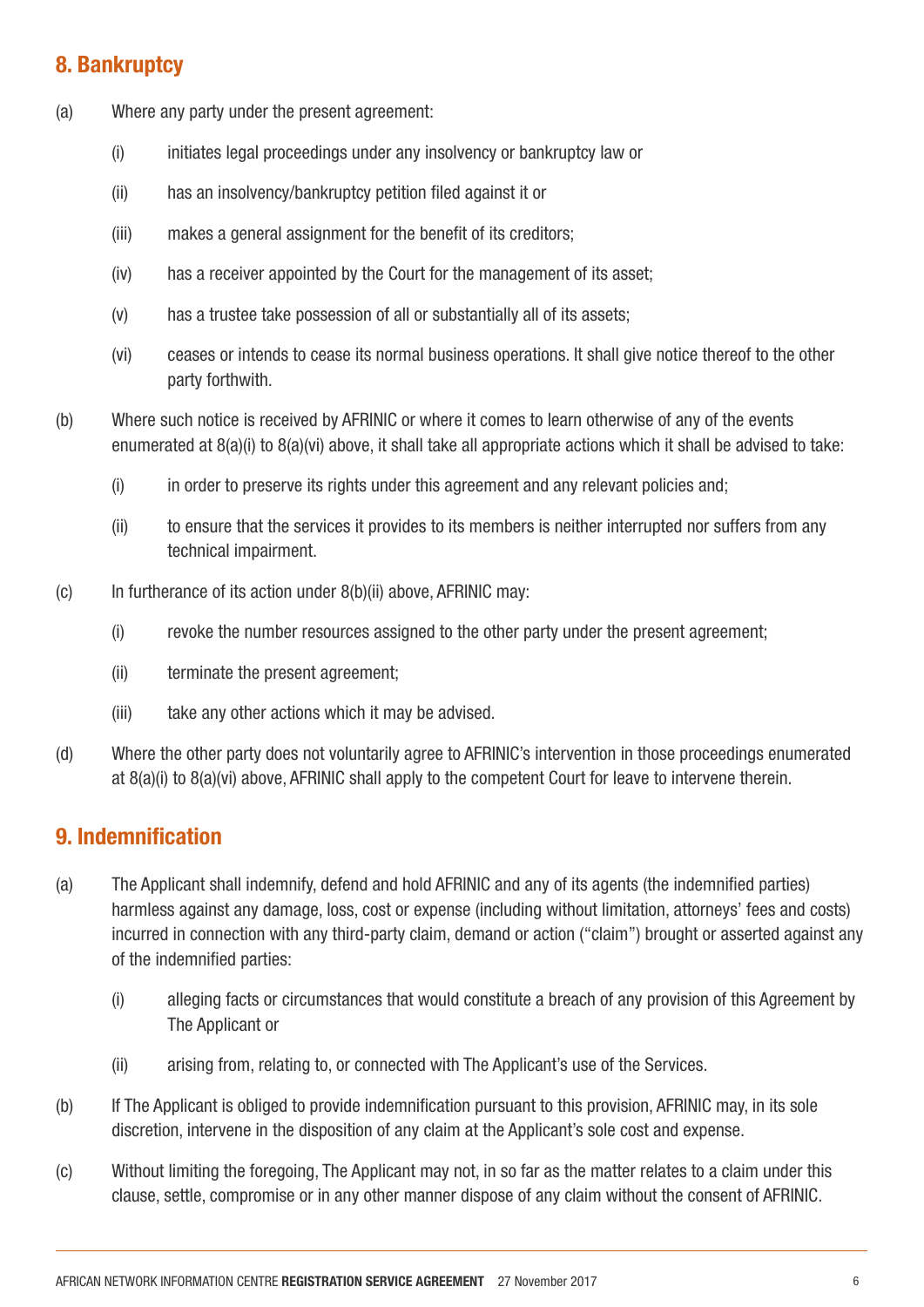## 8. Bankruptcy

(a) Where any party under the present agreement:

  (i) initiates legal proceedings under any insolvency or bankruptcy law or

  (ii) has an insolvency/bankruptcy petition filed against it or

  (iii) makes a general assignment for the benefit of its creditors;

  (iv) has a receiver appointed by the Court for the management of its asset;

  (v) has a trustee take possession of all or substantially all of its assets;

  (vi) ceases or intends to cease its normal business operations. It shall give notice thereof to the other party forthwith.

(b) Where such notice is received by AFRINIC or where it comes to learn otherwise of any of the events enumerated at 8(a)(i) to 8(a)(vi) above, it shall take all appropriate actions which it shall be advised to take:

  (i) in order to preserve its rights under this agreement and any relevant policies and;

  (ii) to ensure that the services it provides to its members is neither interrupted nor suffers from any technical impairment.

(c) In furtherance of its action under 8(b)(ii) above, AFRINIC may:

  (i) revoke the number resources assigned to the other party under the present agreement;

  (ii) terminate the present agreement;

  (iii) take any other actions which it may be advised.

(d) Where the other party does not voluntarily agree to AFRINIC's intervention in those proceedings enumerated at 8(a)(i) to 8(a)(vi) above, AFRINIC shall apply to the competent Court for leave to intervene therein.

## 9. Indemnification

(a) The Applicant shall indemnify, defend and hold AFRINIC and any of its agents (the indemnified parties) harmless against any damage, loss, cost or expense (including without limitation, attorneys' fees and costs) incurred in connection with any third-party claim, demand or action ("claim") brought or asserted against any of the indemnified parties:

  (i) alleging facts or circumstances that would constitute a breach of any provision of this Agreement by The Applicant or

  (ii) arising from, relating to, or connected with The Applicant's use of the Services.

(b) If The Applicant is obliged to provide indemnification pursuant to this provision, AFRINIC may, in its sole discretion, intervene in the disposition of any claim at the Applicant's sole cost and expense.

(c) Without limiting the foregoing, The Applicant may not, in so far as the matter relates to a claim under this clause, settle, compromise or in any other manner dispose of any claim without the consent of AFRINIC.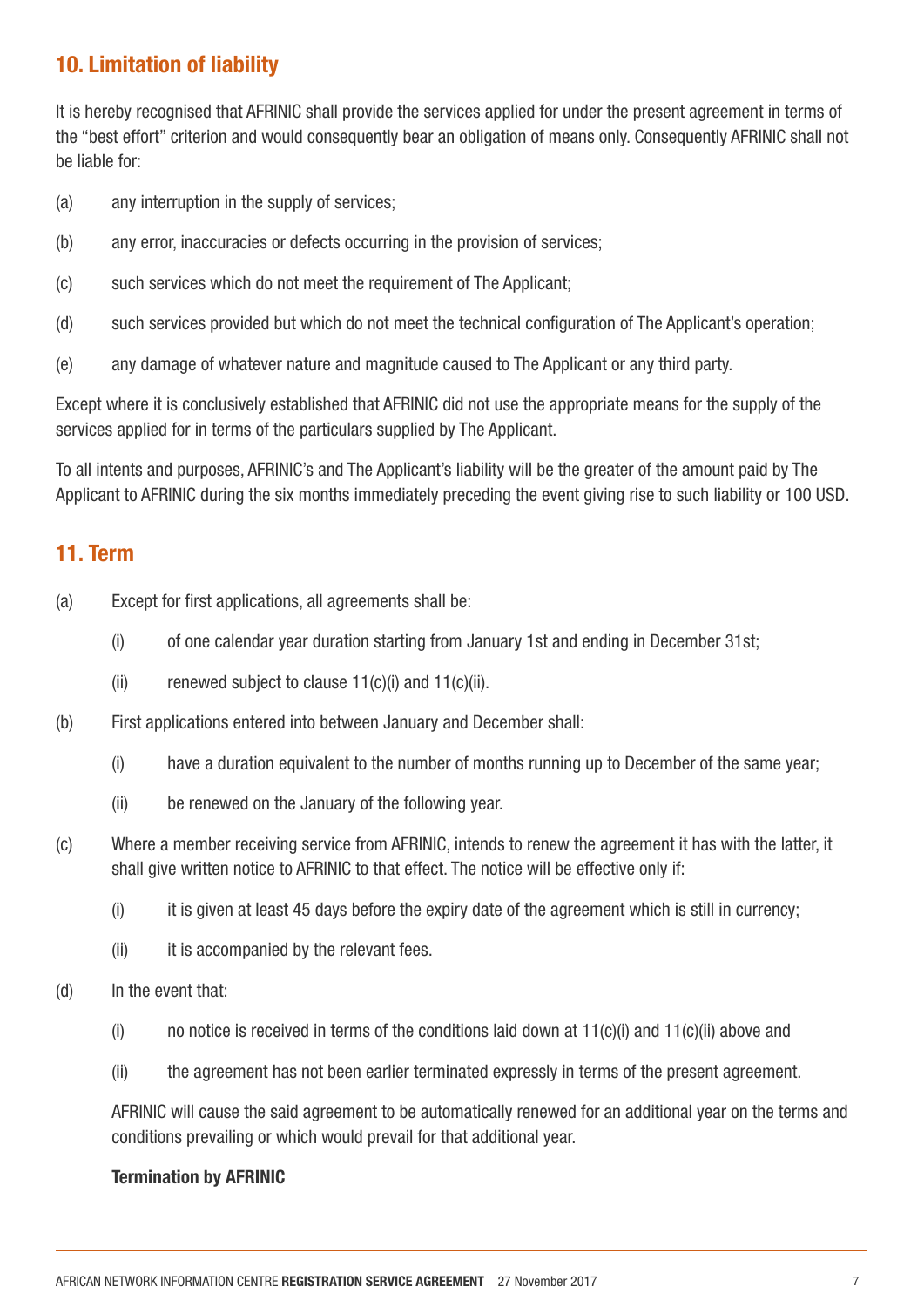## 10. Limitation of liability

It is hereby recognised that AFRINIC shall provide the services applied for under the present agreement in terms of the "best effort" criterion and would consequently bear an obligation of means only. Consequently AFRINIC shall not be liable for:

(a) any interruption in the supply of services;

(b) any error, inaccuracies or defects occurring in the provision of services;

(c) such services which do not meet the requirement of The Applicant;

(d) such services provided but which do not meet the technical configuration of The Applicant's operation;

(e) any damage of whatever nature and magnitude caused to The Applicant or any third party.

Except where it is conclusively established that AFRINIC did not use the appropriate means for the supply of the services applied for in terms of the particulars supplied by The Applicant.

To all intents and purposes, AFRINIC's and The Applicant's liability will be the greater of the amount paid by The Applicant to AFRINIC during the six months immediately preceding the event giving rise to such liability or 100 USD.

## 11. Term

(a) Except for first applications, all agreements shall be:

  (i) of one calendar year duration starting from January 1st and ending in December 31st;

  (ii) renewed subject to clause 11(c)(i) and 11(c)(ii).

(b) First applications entered into between January and December shall:

  (i) have a duration equivalent to the number of months running up to December of the same year;

  (ii) be renewed on the January of the following year.

(c) Where a member receiving service from AFRINIC, intends to renew the agreement it has with the latter, it shall give written notice to AFRINIC to that effect. The notice will be effective only if:

  (i) it is given at least 45 days before the expiry date of the agreement which is still in currency;

  (ii) it is accompanied by the relevant fees.

(d) In the event that:

  (i) no notice is received in terms of the conditions laid down at 11(c)(i) and 11(c)(ii) above and

  (ii) the agreement has not been earlier terminated expressly in terms of the present agreement.

  AFRINIC will cause the said agreement to be automatically renewed for an additional year on the terms and conditions prevailing or which would prevail for that additional year.

  **Termination by AFRINIC**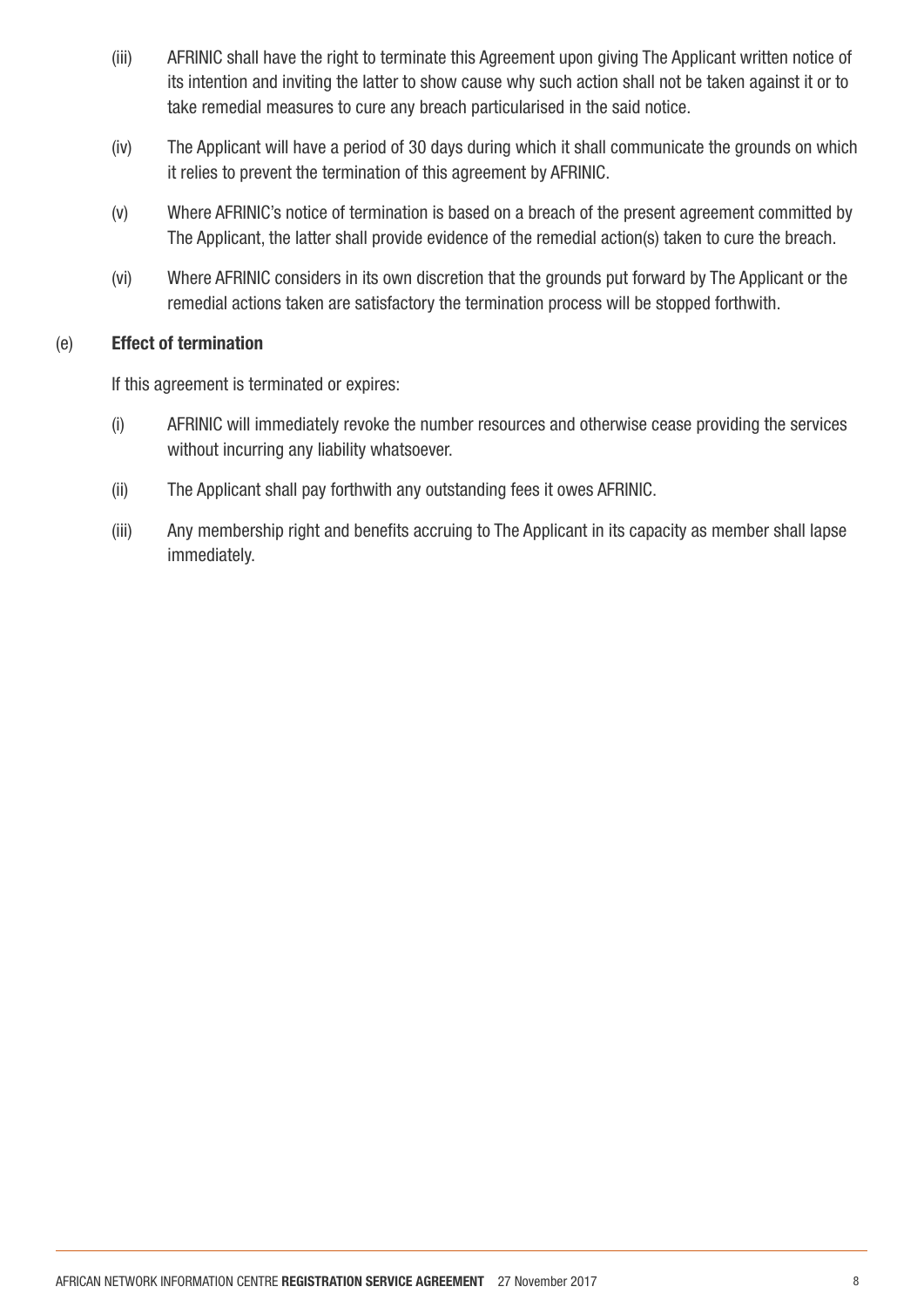(iii) AFRINIC shall have the right to terminate this Agreement upon giving The Applicant written notice of its intention and inviting the latter to show cause why such action shall not be taken against it or to take remedial measures to cure any breach particularised in the said notice.

(iv) The Applicant will have a period of 30 days during which it shall communicate the grounds on which it relies to prevent the termination of this agreement by AFRINIC.

(v) Where AFRINIC's notice of termination is based on a breach of the present agreement committed by The Applicant, the latter shall provide evidence of the remedial action(s) taken to cure the breach.

(vi) Where AFRINIC considers in its own discretion that the grounds put forward by The Applicant or the remedial actions taken are satisfactory the termination process will be stopped forthwith.

(e) **Effect of termination**

If this agreement is terminated or expires:

(i) AFRINIC will immediately revoke the number resources and otherwise cease providing the services without incurring any liability whatsoever.

(ii) The Applicant shall pay forthwith any outstanding fees it owes AFRINIC.

(iii) Any membership right and benefits accruing to The Applicant in its capacity as member shall lapse immediately.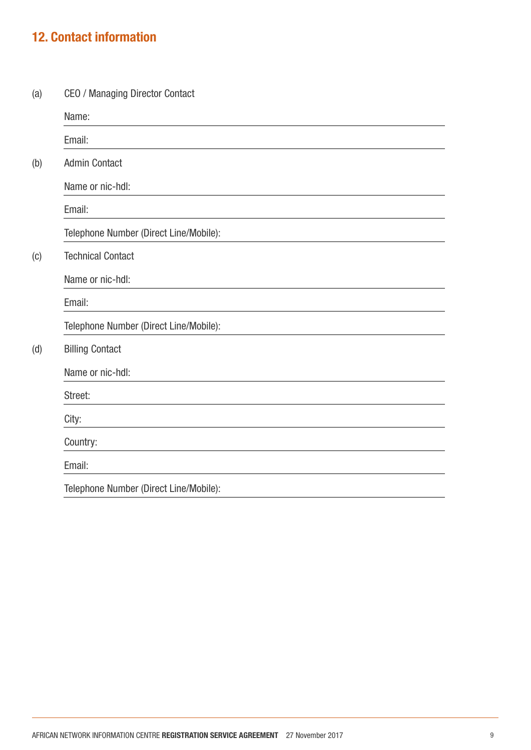## 12. Contact information

(a) CEO / Managing Director Contact

Name: \_\_\_\_\_\_\_\_\_\_\_\_\_\_\_\_\_\_\_\_\_\_\_\_\_\_\_\_\_\_

Email: \_\_\_\_\_\_\_\_\_\_\_\_\_\_\_\_\_\_\_\_\_\_\_\_\_\_\_\_\_\_

(b) Admin Contact

Name or nic-hdl: \_\_\_\_\_\_\_\_\_\_\_\_\_\_\_\_\_\_\_\_\_\_\_\_\_\_\_\_\_\_

Email: \_\_\_\_\_\_\_\_\_\_\_\_\_\_\_\_\_\_\_\_\_\_\_\_\_\_\_\_\_\_

Telephone Number (Direct Line/Mobile): \_\_\_\_\_\_\_\_\_\_\_\_\_\_\_\_\_\_\_\_\_\_\_\_\_\_\_\_\_\_

(c) Technical Contact

Name or nic-hdl: \_\_\_\_\_\_\_\_\_\_\_\_\_\_\_\_\_\_\_\_\_\_\_\_\_\_\_\_\_\_

Email: \_\_\_\_\_\_\_\_\_\_\_\_\_\_\_\_\_\_\_\_\_\_\_\_\_\_\_\_\_\_

Telephone Number (Direct Line/Mobile): \_\_\_\_\_\_\_\_\_\_\_\_\_\_\_\_\_\_\_\_\_\_\_\_\_\_\_\_\_\_

(d) Billing Contact

Name or nic-hdl: \_\_\_\_\_\_\_\_\_\_\_\_\_\_\_\_\_\_\_\_\_\_\_\_\_\_\_\_\_\_

Street: \_\_\_\_\_\_\_\_\_\_\_\_\_\_\_\_\_\_\_\_\_\_\_\_\_\_\_\_\_\_

City: \_\_\_\_\_\_\_\_\_\_\_\_\_\_\_\_\_\_\_\_\_\_\_\_\_\_\_\_\_\_

Country: \_\_\_\_\_\_\_\_\_\_\_\_\_\_\_\_\_\_\_\_\_\_\_\_\_\_\_\_\_\_

Email: \_\_\_\_\_\_\_\_\_\_\_\_\_\_\_\_\_\_\_\_\_\_\_\_\_\_\_\_\_\_

Telephone Number (Direct Line/Mobile): \_\_\_\_\_\_\_\_\_\_\_\_\_\_\_\_\_\_\_\_\_\_\_\_\_\_\_\_\_\_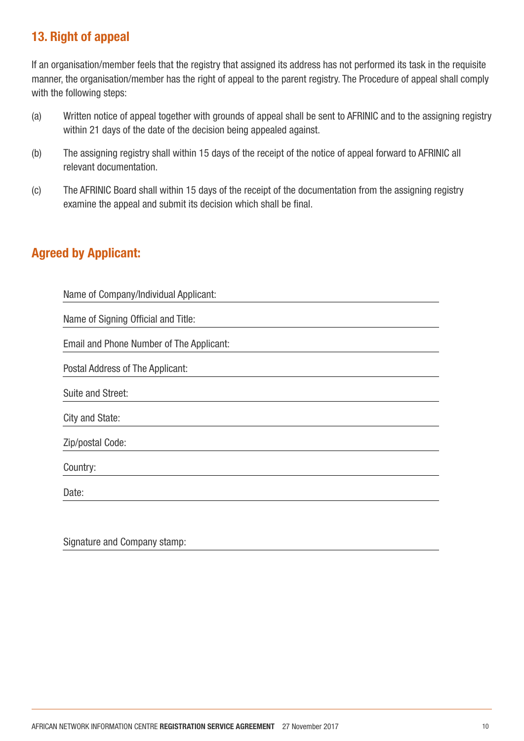## 13. Right of appeal

If an organisation/member feels that the registry that assigned its address has not performed its task in the requisite manner, the organisation/member has the right of appeal to the parent registry. The Procedure of appeal shall comply with the following steps:

(a) Written notice of appeal together with grounds of appeal shall be sent to AFRINIC and to the assigning registry within 21 days of the date of the decision being appealed against.

(b) The assigning registry shall within 15 days of the receipt of the notice of appeal forward to AFRINIC all relevant documentation.

(c) The AFRINIC Board shall within 15 days of the receipt of the documentation from the assigning registry examine the appeal and submit its decision which shall be final.

## Agreed by Applicant:

Name of Company/Individual Applicant: ______________________________

Name of Signing Official and Title: ______________________________

Email and Phone Number of The Applicant: ______________________________

Postal Address of The Applicant: ______________________________

Suite and Street: ______________________________

City and State: ______________________________

Zip/postal Code: ______________________________

Country: ______________________________

Date: ______________________________

Signature and Company stamp: ______________________________